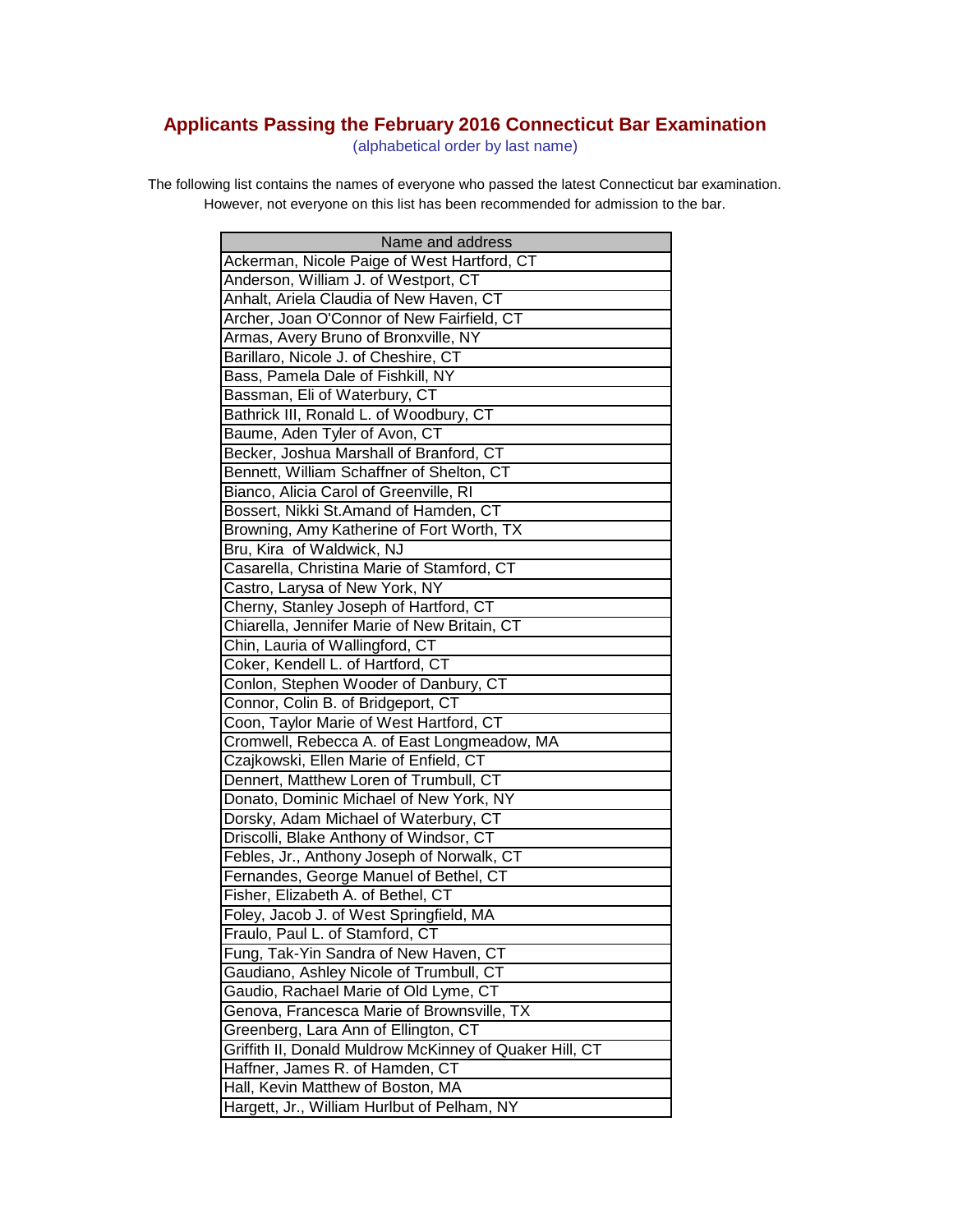# Applicants Passing the February 2016 Connecticut Bar Examination

(alphabetical order by last name)

The following list contains the names of everyone who passed the latest Connecticut bar examination. However, not everyone on this list has been recommended for admission to the bar.

| Name and address |
| --- |
| Ackerman, Nicole Paige of West Hartford, CT |
| Anderson, William J. of Westport, CT |
| Anhalt, Ariela Claudia of New Haven, CT |
| Archer, Joan O'Connor of New Fairfield, CT |
| Armas, Avery Bruno of Bronxville, NY |
| Barillaro, Nicole J. of Cheshire, CT |
| Bass, Pamela Dale of Fishkill, NY |
| Bassman, Eli of Waterbury, CT |
| Bathrick III, Ronald L. of Woodbury, CT |
| Baume, Aden Tyler of Avon, CT |
| Becker, Joshua Marshall of Branford, CT |
| Bennett, William Schaffner of Shelton, CT |
| Bianco, Alicia Carol of Greenville, RI |
| Bossert, Nikki St.Amand of Hamden, CT |
| Browning, Amy Katherine of Fort Worth, TX |
| Bru, Kira of Waldwick, NJ |
| Casarella, Christina Marie of Stamford, CT |
| Castro, Larysa of New York, NY |
| Cherny, Stanley Joseph of Hartford, CT |
| Chiarella, Jennifer Marie of New Britain, CT |
| Chin, Lauria of Wallingford, CT |
| Coker, Kendell L. of Hartford, CT |
| Conlon, Stephen Wooder of Danbury, CT |
| Connor, Colin B. of Bridgeport, CT |
| Coon, Taylor Marie of West Hartford, CT |
| Cromwell, Rebecca A. of East Longmeadow, MA |
| Czajkowski, Ellen Marie of Enfield, CT |
| Dennert, Matthew Loren of Trumbull, CT |
| Donato, Dominic Michael of New York, NY |
| Dorsky, Adam Michael of Waterbury, CT |
| Driscolli, Blake Anthony of Windsor, CT |
| Febles, Jr., Anthony Joseph of Norwalk, CT |
| Fernandes, George Manuel of Bethel, CT |
| Fisher, Elizabeth A. of Bethel, CT |
| Foley, Jacob J. of West Springfield, MA |
| Fraulo, Paul L. of Stamford, CT |
| Fung, Tak-Yin Sandra of New Haven, CT |
| Gaudiano, Ashley Nicole of Trumbull, CT |
| Gaudio, Rachael Marie of Old Lyme, CT |
| Genova, Francesca Marie of Brownsville, TX |
| Greenberg, Lara Ann of Ellington, CT |
| Griffith II, Donald Muldrow McKinney of Quaker Hill, CT |
| Haffner, James R. of Hamden, CT |
| Hall, Kevin Matthew of Boston, MA |
| Hargett, Jr., William Hurlbut of Pelham, NY |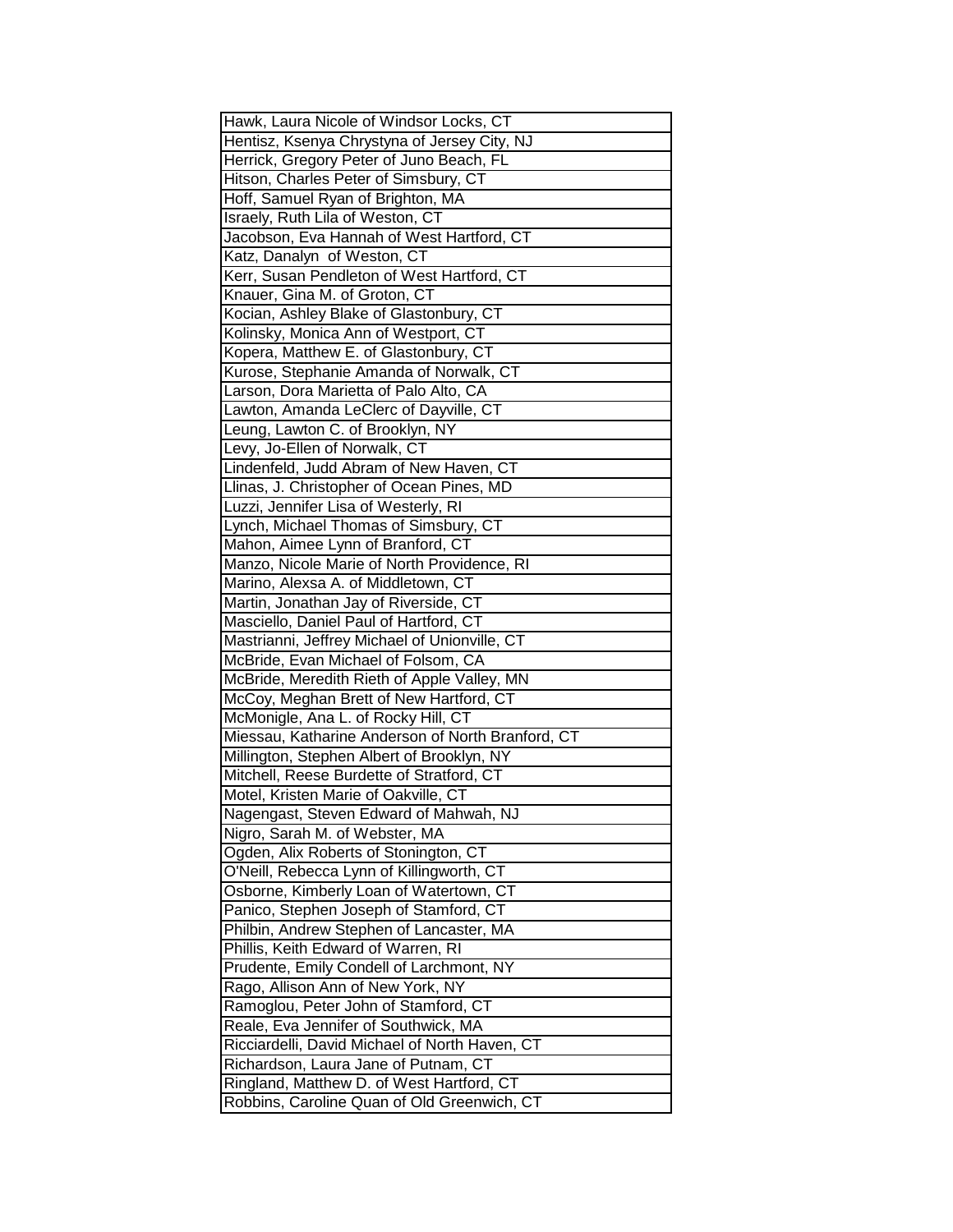| Hawk, Laura Nicole of Windsor Locks, CT |
|---|
| Hentisz, Ksenya Chrystyna of Jersey City, NJ |
| Herrick, Gregory Peter of Juno Beach, FL |
| Hitson, Charles Peter of Simsbury, CT |
| Hoff, Samuel Ryan of Brighton, MA |
| Israely, Ruth Lila of Weston, CT |
| Jacobson, Eva Hannah of West Hartford, CT |
| Katz, Danalyn of Weston, CT |
| Kerr, Susan Pendleton of West Hartford, CT |
| Knauer, Gina M. of Groton, CT |
| Kocian, Ashley Blake of Glastonbury, CT |
| Kolinsky, Monica Ann of Westport, CT |
| Kopera, Matthew E. of Glastonbury, CT |
| Kurose, Stephanie Amanda of Norwalk, CT |
| Larson, Dora Marietta of Palo Alto, CA |
| Lawton, Amanda LeClerc of Dayville, CT |
| Leung, Lawton C. of Brooklyn, NY |
| Levy, Jo-Ellen of Norwalk, CT |
| Lindenfeld, Judd Abram of New Haven, CT |
| Llinas, J. Christopher of Ocean Pines, MD |
| Luzzi, Jennifer Lisa of Westerly, RI |
| Lynch, Michael Thomas of Simsbury, CT |
| Mahon, Aimee Lynn of Branford, CT |
| Manzo, Nicole Marie of North Providence, RI |
| Marino, Alexsa A. of Middletown, CT |
| Martin, Jonathan Jay of Riverside, CT |
| Masciello, Daniel Paul of Hartford, CT |
| Mastrianni, Jeffrey Michael of Unionville, CT |
| McBride, Evan Michael of Folsom, CA |
| McBride, Meredith Rieth of Apple Valley, MN |
| McCoy, Meghan Brett of New Hartford, CT |
| McMonigle, Ana L. of Rocky Hill, CT |
| Miessau, Katharine Anderson of North Branford, CT |
| Millington, Stephen Albert of Brooklyn, NY |
| Mitchell, Reese Burdette of Stratford, CT |
| Motel, Kristen Marie of Oakville, CT |
| Nagengast, Steven Edward of Mahwah, NJ |
| Nigro, Sarah M. of Webster, MA |
| Ogden, Alix Roberts of Stonington, CT |
| O'Neill, Rebecca Lynn of Killingworth, CT |
| Osborne, Kimberly Loan of Watertown, CT |
| Panico, Stephen Joseph of Stamford, CT |
| Philbin, Andrew Stephen of Lancaster, MA |
| Phillis, Keith Edward of Warren, RI |
| Prudente, Emily Condell of Larchmont, NY |
| Rago, Allison Ann of New York, NY |
| Ramoglou, Peter John of Stamford, CT |
| Reale, Eva Jennifer of Southwick, MA |
| Ricciardelli, David Michael of North Haven, CT |
| Richardson, Laura Jane of Putnam, CT |
| Ringland, Matthew D. of West Hartford, CT |
| Robbins, Caroline Quan of Old Greenwich, CT |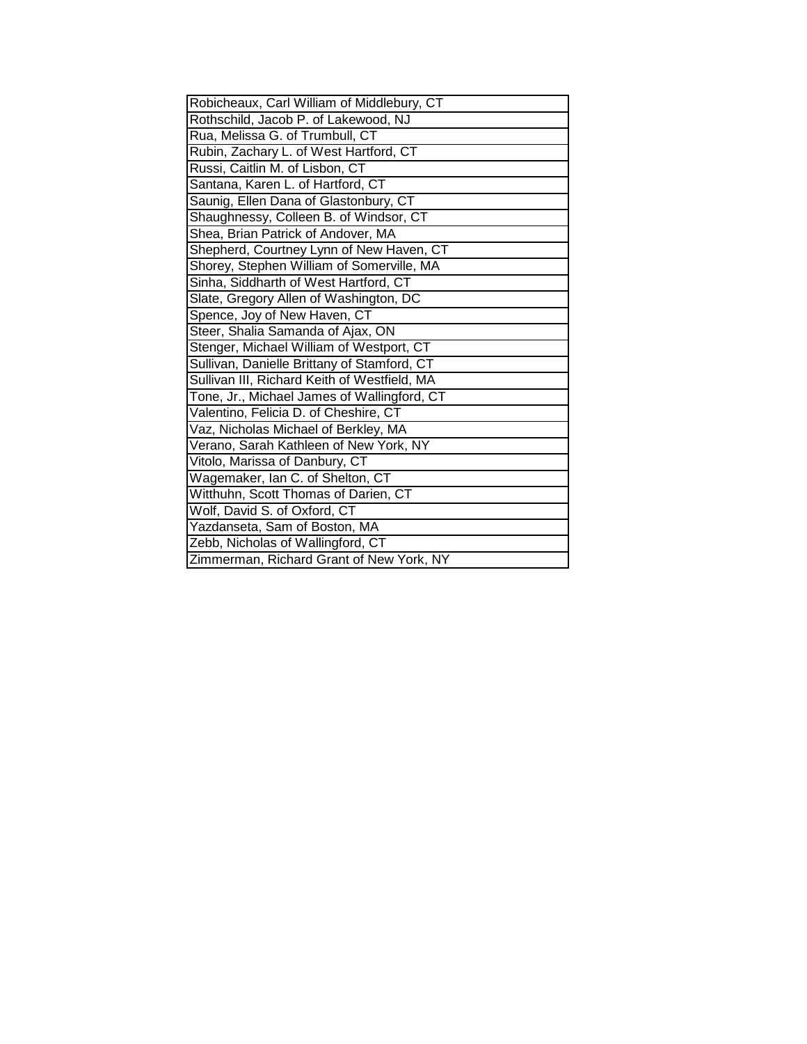| |
|---|
| Robicheaux, Carl William of Middlebury, CT |
| Rothschild, Jacob P. of Lakewood, NJ |
| Rua, Melissa G. of Trumbull, CT |
| Rubin, Zachary L. of West Hartford, CT |
| Russi, Caitlin M. of Lisbon, CT |
| Santana, Karen L. of Hartford, CT |
| Saunig, Ellen Dana of Glastonbury, CT |
| Shaughnessy, Colleen B. of Windsor, CT |
| Shea, Brian Patrick of Andover, MA |
| Shepherd, Courtney Lynn of New Haven, CT |
| Shorey, Stephen William of Somerville, MA |
| Sinha, Siddharth of West Hartford, CT |
| Slate, Gregory Allen of Washington, DC |
| Spence, Joy of New Haven, CT |
| Steer, Shalia Samanda of Ajax, ON |
| Stenger, Michael William of Westport, CT |
| Sullivan, Danielle Brittany of Stamford, CT |
| Sullivan III, Richard Keith of Westfield, MA |
| Tone, Jr., Michael James of Wallingford, CT |
| Valentino, Felicia D. of Cheshire, CT |
| Vaz, Nicholas Michael of Berkley, MA |
| Verano, Sarah Kathleen of New York, NY |
| Vitolo, Marissa of Danbury, CT |
| Wagemaker, Ian C. of Shelton, CT |
| Witthuhn, Scott Thomas of Darien, CT |
| Wolf, David S. of Oxford, CT |
| Yazdanseta, Sam of Boston, MA |
| Zebb, Nicholas of Wallingford, CT |
| Zimmerman, Richard Grant of New York, NY |